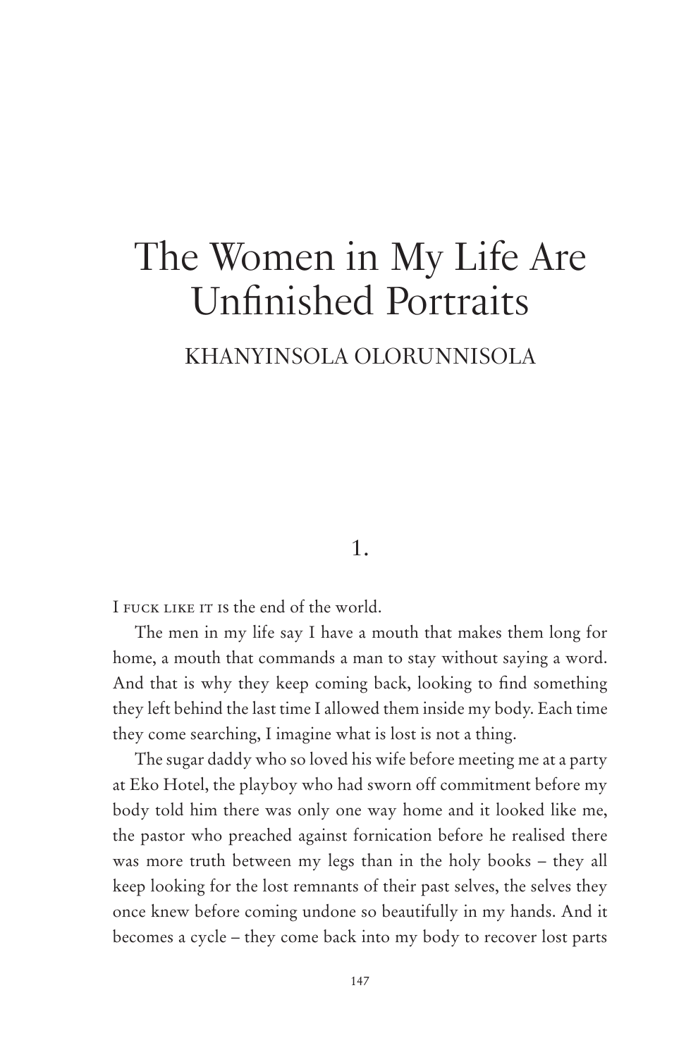# The Women in My Life Are Unfinished Portraits

KHANYINSOLA OLORUNNISOLA

## 1.

I FUCK LIKE IT IS the end of the world.

The men in my life say I have a mouth that makes them long for home, a mouth that commands a man to stay without saying a word. And that is why they keep coming back, looking to find something they left behind the last time I allowed them inside my body. Each time they come searching, I imagine what is lost is not a thing.

The sugar daddy who so loved his wife before meeting me at a party at Eko Hotel, the playboy who had sworn off commitment before my body told him there was only one way home and it looked like me, the pastor who preached against fornication before he realised there was more truth between my legs than in the holy books – they all keep looking for the lost remnants of their past selves, the selves they once knew before coming undone so beautifully in my hands. And it becomes a cycle – they come back into my body to recover lost parts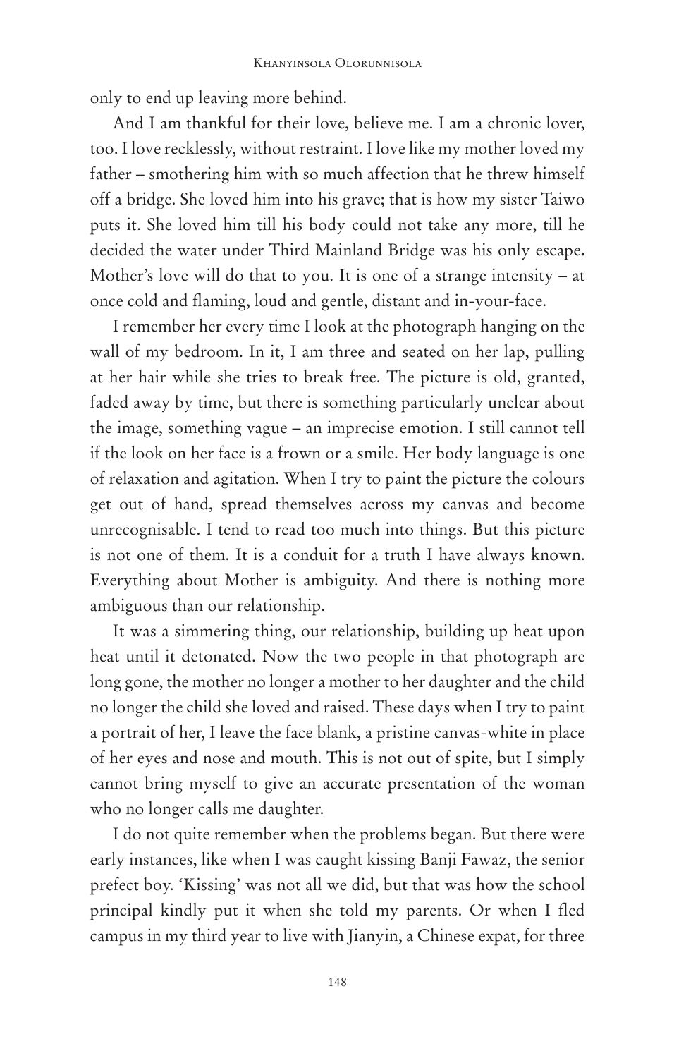only to end up leaving more behind.

And I am thankful for their love, believe me. I am a chronic lover, too. I love recklessly, without restraint. I love like my mother loved my father – smothering him with so much affection that he threw himself off a bridge. She loved him into his grave; that is how my sister Taiwo puts it. She loved him till his body could not take any more, till he decided the water under Third Mainland Bridge was his only escape**.** Mother's love will do that to you. It is one of a strange intensity – at once cold and flaming, loud and gentle, distant and in-your-face.

I remember her every time I look at the photograph hanging on the wall of my bedroom. In it, I am three and seated on her lap, pulling at her hair while she tries to break free. The picture is old, granted, faded away by time, but there is something particularly unclear about the image, something vague – an imprecise emotion. I still cannot tell if the look on her face is a frown or a smile. Her body language is one of relaxation and agitation. When I try to paint the picture the colours get out of hand, spread themselves across my canvas and become unrecognisable. I tend to read too much into things. But this picture is not one of them. It is a conduit for a truth I have always known. Everything about Mother is ambiguity. And there is nothing more ambiguous than our relationship.

It was a simmering thing, our relationship, building up heat upon heat until it detonated. Now the two people in that photograph are long gone, the mother no longer a mother to her daughter and the child no longer the child she loved and raised. These days when I try to paint a portrait of her, I leave the face blank, a pristine canvas-white in place of her eyes and nose and mouth. This is not out of spite, but I simply cannot bring myself to give an accurate presentation of the woman who no longer calls me daughter.

I do not quite remember when the problems began. But there were early instances, like when I was caught kissing Banji Fawaz, the senior prefect boy. 'Kissing' was not all we did, but that was how the school principal kindly put it when she told my parents. Or when I fled campus in my third year to live with Jianyin, a Chinese expat, for three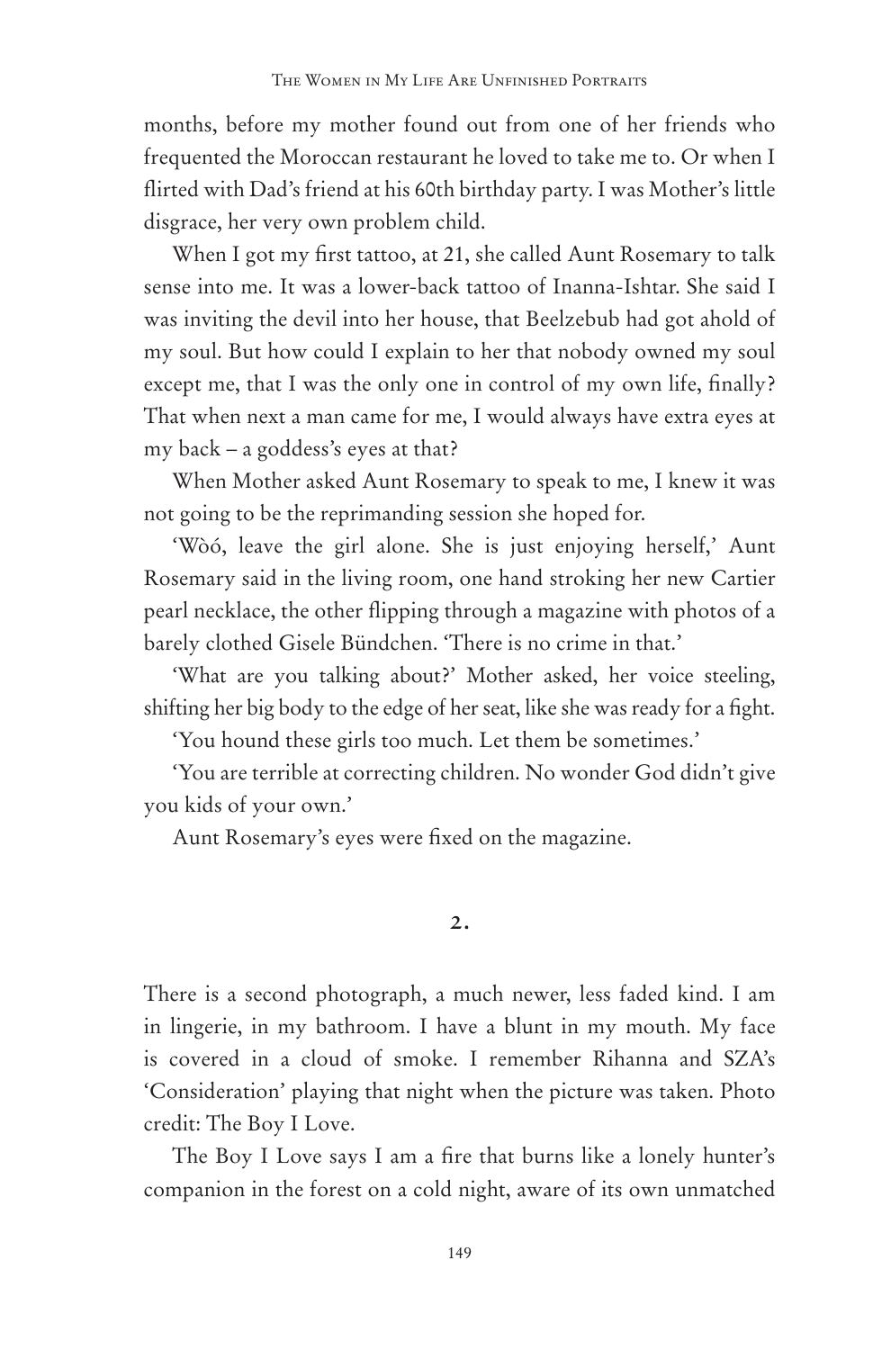months, before my mother found out from one of her friends who frequented the Moroccan restaurant he loved to take me to. Or when I flirted with Dad's friend at his 60th birthday party. I was Mother's little disgrace, her very own problem child.

When I got my first tattoo, at 21, she called Aunt Rosemary to talk sense into me. It was a lower-back tattoo of Inanna-Ishtar. She said I was inviting the devil into her house, that Beelzebub had got ahold of my soul. But how could I explain to her that nobody owned my soul except me, that I was the only one in control of my own life, finally? That when next a man came for me, I would always have extra eyes at my back – a goddess's eyes at that?

When Mother asked Aunt Rosemary to speak to me, I knew it was not going to be the reprimanding session she hoped for.

'Wòó, leave the girl alone. She is just enjoying herself,' Aunt Rosemary said in the living room, one hand stroking her new Cartier pearl necklace, the other flipping through a magazine with photos of a barely clothed Gisele Bündchen. 'There is no crime in that.'

'What are you talking about?' Mother asked, her voice steeling, shifting her big body to the edge of her seat, like she was ready for a fight.

'You hound these girls too much. Let them be sometimes.'

'You are terrible at correcting children. No wonder God didn't give you kids of your own.'

Aunt Rosemary's eyes were fixed on the magazine.

## 2.

There is a second photograph, a much newer, less faded kind. I am in lingerie, in my bathroom. I have a blunt in my mouth. My face is covered in a cloud of smoke. I remember Rihanna and SZA's 'Consideration' playing that night when the picture was taken. Photo credit: The Boy I Love.

The Boy I Love says I am a fire that burns like a lonely hunter's companion in the forest on a cold night, aware of its own unmatched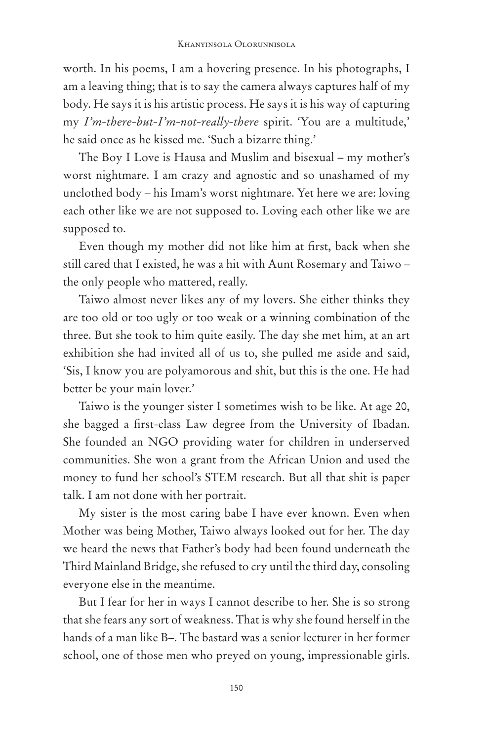worth. In his poems, I am a hovering presence. In his photographs, I am a leaving thing; that is to say the camera always captures half of my body. He says it is his artistic process. He says it is his way of capturing my *I'm-there-but-I'm-not-really-there* spirit. 'You are a multitude,' he said once as he kissed me. 'Such a bizarre thing.'

The Boy I Love is Hausa and Muslim and bisexual – my mother's worst nightmare. I am crazy and agnostic and so unashamed of my unclothed body – his Imam's worst nightmare. Yet here we are: loving each other like we are not supposed to. Loving each other like we are supposed to.

Even though my mother did not like him at first, back when she still cared that I existed, he was a hit with Aunt Rosemary and Taiwo – the only people who mattered, really.

Taiwo almost never likes any of my lovers. She either thinks they are too old or too ugly or too weak or a winning combination of the three. But she took to him quite easily. The day she met him, at an art exhibition she had invited all of us to, she pulled me aside and said, 'Sis, I know you are polyamorous and shit, but this is the one. He had better be your main lover.'

Taiwo is the younger sister I sometimes wish to be like. At age 20, she bagged a first-class Law degree from the University of Ibadan. She founded an NGO providing water for children in underserved communities. She won a grant from the African Union and used the money to fund her school's STEM research. But all that shit is paper talk. I am not done with her portrait.

My sister is the most caring babe I have ever known. Even when Mother was being Mother, Taiwo always looked out for her. The day we heard the news that Father's body had been found underneath the Third Mainland Bridge, she refused to cry until the third day, consoling everyone else in the meantime.

But I fear for her in ways I cannot describe to her. She is so strong that she fears any sort of weakness. That is why she found herself in the hands of a man like B–. The bastard was a senior lecturer in her former school, one of those men who preyed on young, impressionable girls.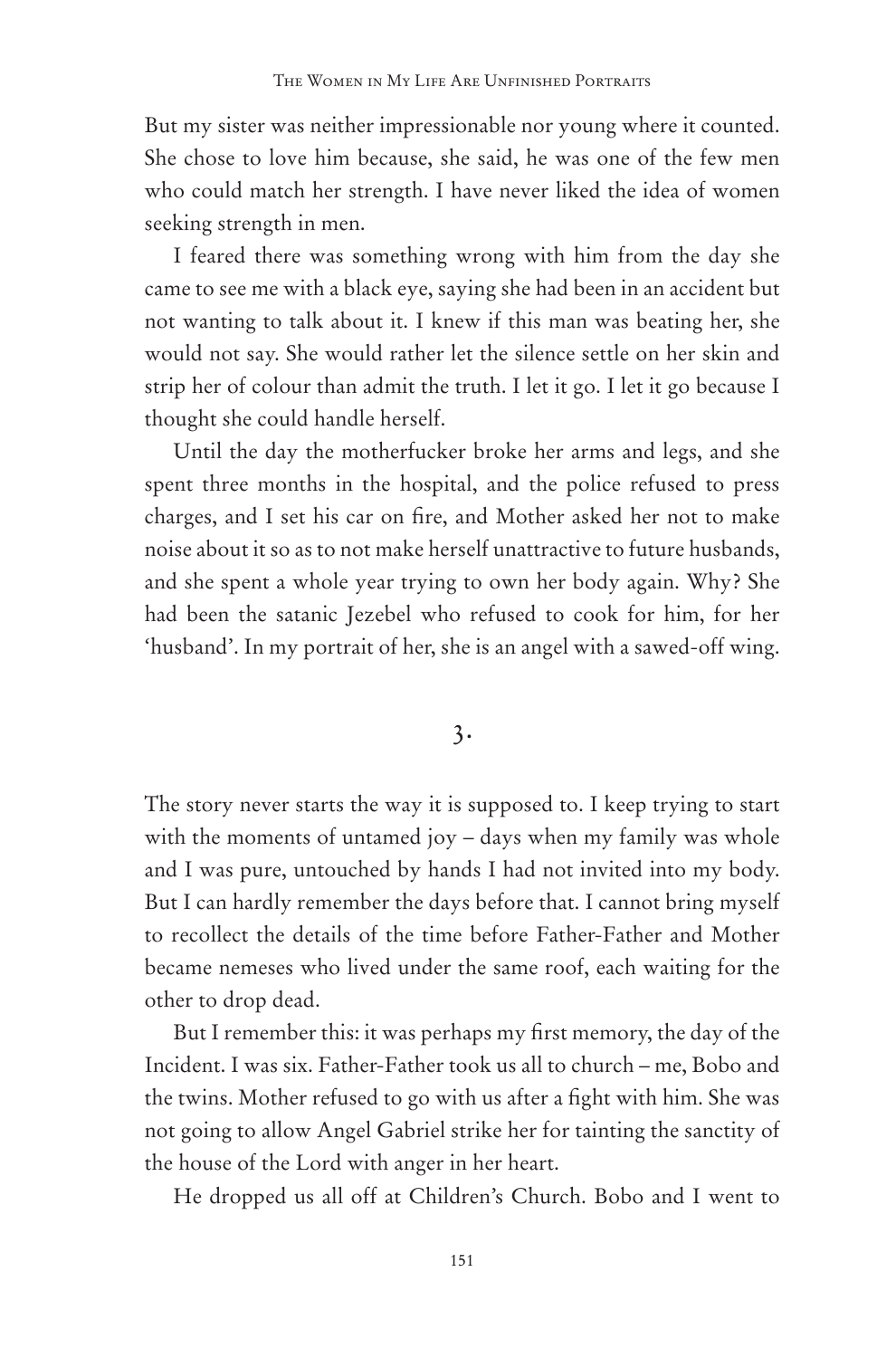But my sister was neither impressionable nor young where it counted. She chose to love him because, she said, he was one of the few men who could match her strength. I have never liked the idea of women seeking strength in men.

I feared there was something wrong with him from the day she came to see me with a black eye, saying she had been in an accident but not wanting to talk about it. I knew if this man was beating her, she would not say. She would rather let the silence settle on her skin and strip her of colour than admit the truth. I let it go. I let it go because I thought she could handle herself.

Until the day the motherfucker broke her arms and legs, and she spent three months in the hospital, and the police refused to press charges, and I set his car on fire, and Mother asked her not to make noise about it so as to not make herself unattractive to future husbands, and she spent a whole year trying to own her body again. Why? She had been the satanic Jezebel who refused to cook for him, for her 'husband'. In my portrait of her, she is an angel with a sawed-off wing.

## 3.

The story never starts the way it is supposed to. I keep trying to start with the moments of untamed joy – days when my family was whole and I was pure, untouched by hands I had not invited into my body. But I can hardly remember the days before that. I cannot bring myself to recollect the details of the time before Father-Father and Mother became nemeses who lived under the same roof, each waiting for the other to drop dead.

But I remember this: it was perhaps my first memory, the day of the Incident. I was six. Father-Father took us all to church – me, Bobo and the twins. Mother refused to go with us after a fight with him. She was not going to allow Angel Gabriel strike her for tainting the sanctity of the house of the Lord with anger in her heart.

He dropped us all off at Children's Church. Bobo and I went to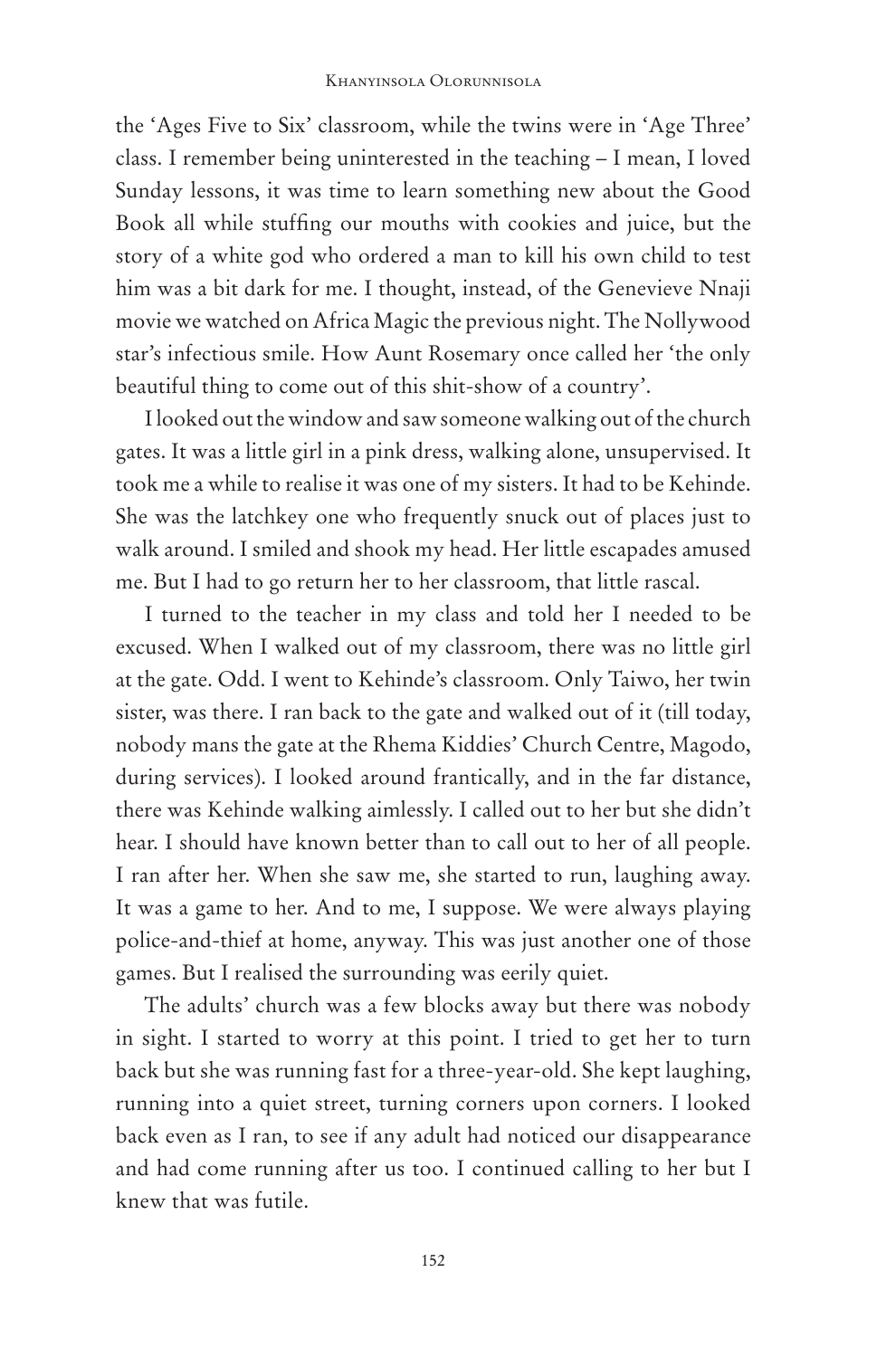the 'Ages Five to Six' classroom, while the twins were in 'Age Three' class. I remember being uninterested in the teaching – I mean, I loved Sunday lessons, it was time to learn something new about the Good Book all while stuffing our mouths with cookies and juice, but the story of a white god who ordered a man to kill his own child to test him was a bit dark for me. I thought, instead, of the Genevieve Nnaji movie we watched on Africa Magic the previous night. The Nollywood star's infectious smile. How Aunt Rosemary once called her 'the only beautiful thing to come out of this shit-show of a country'.

I looked out the window and saw someone walking out of the church gates. It was a little girl in a pink dress, walking alone, unsupervised. It took me a while to realise it was one of my sisters. It had to be Kehinde. She was the latchkey one who frequently snuck out of places just to walk around. I smiled and shook my head. Her little escapades amused me. But I had to go return her to her classroom, that little rascal.

I turned to the teacher in my class and told her I needed to be excused. When I walked out of my classroom, there was no little girl at the gate. Odd. I went to Kehinde's classroom. Only Taiwo, her twin sister, was there. I ran back to the gate and walked out of it (till today, nobody mans the gate at the Rhema Kiddies' Church Centre, Magodo, during services). I looked around frantically, and in the far distance, there was Kehinde walking aimlessly. I called out to her but she didn't hear. I should have known better than to call out to her of all people. I ran after her. When she saw me, she started to run, laughing away. It was a game to her. And to me, I suppose. We were always playing police-and-thief at home, anyway. This was just another one of those games. But I realised the surrounding was eerily quiet.

The adults' church was a few blocks away but there was nobody in sight. I started to worry at this point. I tried to get her to turn back but she was running fast for a three-year-old. She kept laughing, running into a quiet street, turning corners upon corners. I looked back even as I ran, to see if any adult had noticed our disappearance and had come running after us too. I continued calling to her but I knew that was futile.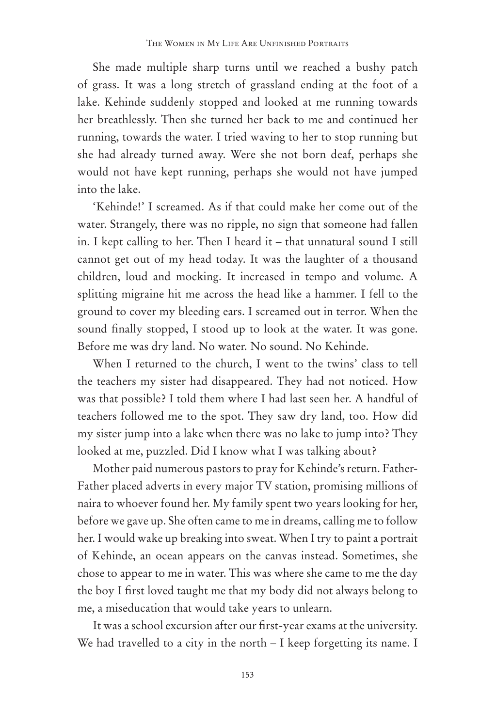She made multiple sharp turns until we reached a bushy patch of grass. It was a long stretch of grassland ending at the foot of a lake. Kehinde suddenly stopped and looked at me running towards her breathlessly. Then she turned her back to me and continued her running, towards the water. I tried waving to her to stop running but she had already turned away. Were she not born deaf, perhaps she would not have kept running, perhaps she would not have jumped into the lake.

'Kehinde!' I screamed. As if that could make her come out of the water. Strangely, there was no ripple, no sign that someone had fallen in. I kept calling to her. Then I heard it – that unnatural sound I still cannot get out of my head today. It was the laughter of a thousand children, loud and mocking. It increased in tempo and volume. A splitting migraine hit me across the head like a hammer. I fell to the ground to cover my bleeding ears. I screamed out in terror. When the sound finally stopped, I stood up to look at the water. It was gone. Before me was dry land. No water. No sound. No Kehinde.

When I returned to the church, I went to the twins' class to tell the teachers my sister had disappeared. They had not noticed. How was that possible? I told them where I had last seen her. A handful of teachers followed me to the spot. They saw dry land, too. How did my sister jump into a lake when there was no lake to jump into? They looked at me, puzzled. Did I know what I was talking about?

Mother paid numerous pastors to pray for Kehinde's return. Father-Father placed adverts in every major TV station, promising millions of naira to whoever found her. My family spent two years looking for her, before we gave up. She often came to me in dreams, calling me to follow her. I would wake up breaking into sweat. When I try to paint a portrait of Kehinde, an ocean appears on the canvas instead. Sometimes, she chose to appear to me in water. This was where she came to me the day the boy I first loved taught me that my body did not always belong to me, a miseducation that would take years to unlearn.

It was a school excursion after our first-year exams at the university. We had travelled to a city in the north – I keep forgetting its name. I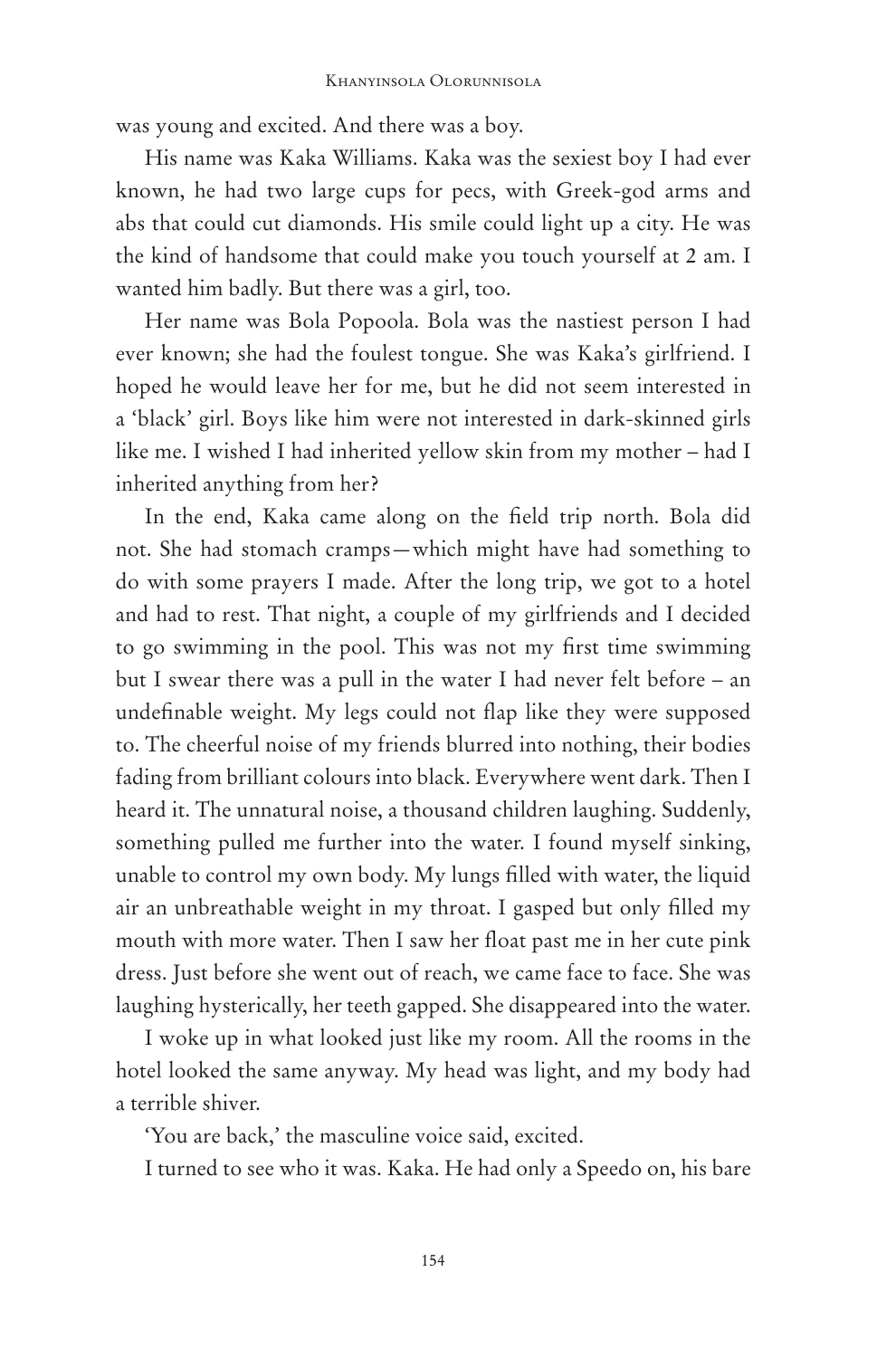was young and excited. And there was a boy.

His name was Kaka Williams. Kaka was the sexiest boy I had ever known, he had two large cups for pecs, with Greek-god arms and abs that could cut diamonds. His smile could light up a city. He was the kind of handsome that could make you touch yourself at 2 am. I wanted him badly. But there was a girl, too.

Her name was Bola Popoola. Bola was the nastiest person I had ever known; she had the foulest tongue. She was Kaka's girlfriend. I hoped he would leave her for me, but he did not seem interested in a 'black' girl. Boys like him were not interested in dark-skinned girls like me. I wished I had inherited yellow skin from my mother – had I inherited anything from her?

In the end, Kaka came along on the field trip north. Bola did not. She had stomach cramps—which might have had something to do with some prayers I made. After the long trip, we got to a hotel and had to rest. That night, a couple of my girlfriends and I decided to go swimming in the pool. This was not my first time swimming but I swear there was a pull in the water I had never felt before – an undefinable weight. My legs could not flap like they were supposed to. The cheerful noise of my friends blurred into nothing, their bodies fading from brilliant colours into black. Everywhere went dark. Then I heard it. The unnatural noise, a thousand children laughing. Suddenly, something pulled me further into the water. I found myself sinking, unable to control my own body. My lungs filled with water, the liquid air an unbreathable weight in my throat. I gasped but only filled my mouth with more water. Then I saw her float past me in her cute pink dress. Just before she went out of reach, we came face to face. She was laughing hysterically, her teeth gapped. She disappeared into the water.

I woke up in what looked just like my room. All the rooms in the hotel looked the same anyway. My head was light, and my body had a terrible shiver.

'You are back,' the masculine voice said, excited.

I turned to see who it was. Kaka. He had only a Speedo on, his bare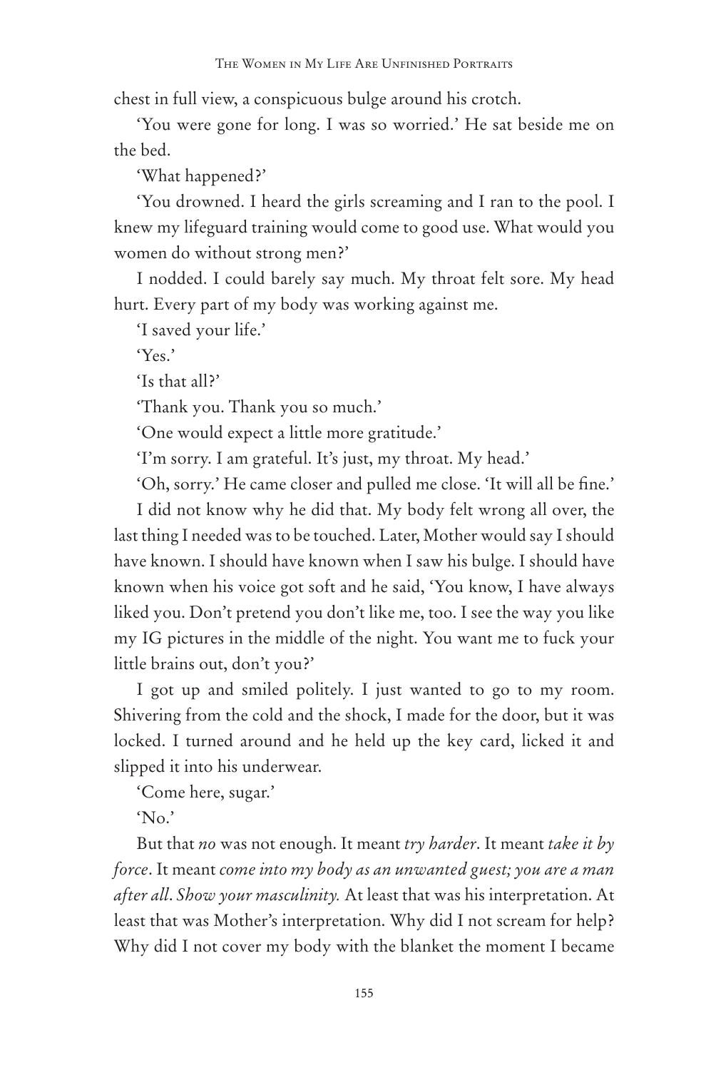chest in full view, a conspicuous bulge around his crotch.

'You were gone for long. I was so worried.' He sat beside me on the bed.

'What happened?'

'You drowned. I heard the girls screaming and I ran to the pool. I knew my lifeguard training would come to good use. What would you women do without strong men?'

I nodded. I could barely say much. My throat felt sore. My head hurt. Every part of my body was working against me.

'I saved your life.'

'Yes.'

'Is that all?'

'Thank you. Thank you so much.'

'One would expect a little more gratitude.'

'I'm sorry. I am grateful. It's just, my throat. My head.'

'Oh, sorry.' He came closer and pulled me close. 'It will all be fine.'

I did not know why he did that. My body felt wrong all over, the last thing I needed was to be touched. Later, Mother would say I should have known. I should have known when I saw his bulge. I should have known when his voice got soft and he said, 'You know, I have always liked you. Don't pretend you don't like me, too. I see the way you like my IG pictures in the middle of the night. You want me to fuck your little brains out, don't you?'

I got up and smiled politely. I just wanted to go to my room. Shivering from the cold and the shock, I made for the door, but it was locked. I turned around and he held up the key card, licked it and slipped it into his underwear.

'Come here, sugar.'

'No.'

But that *no* was not enough. It meant *try harder*. It meant *take it by force*. It meant *come into my body as an unwanted guest; you are a man after all. Show your masculinity.* At least that was his interpretation. At least that was Mother's interpretation. Why did I not scream for help? Why did I not cover my body with the blanket the moment I became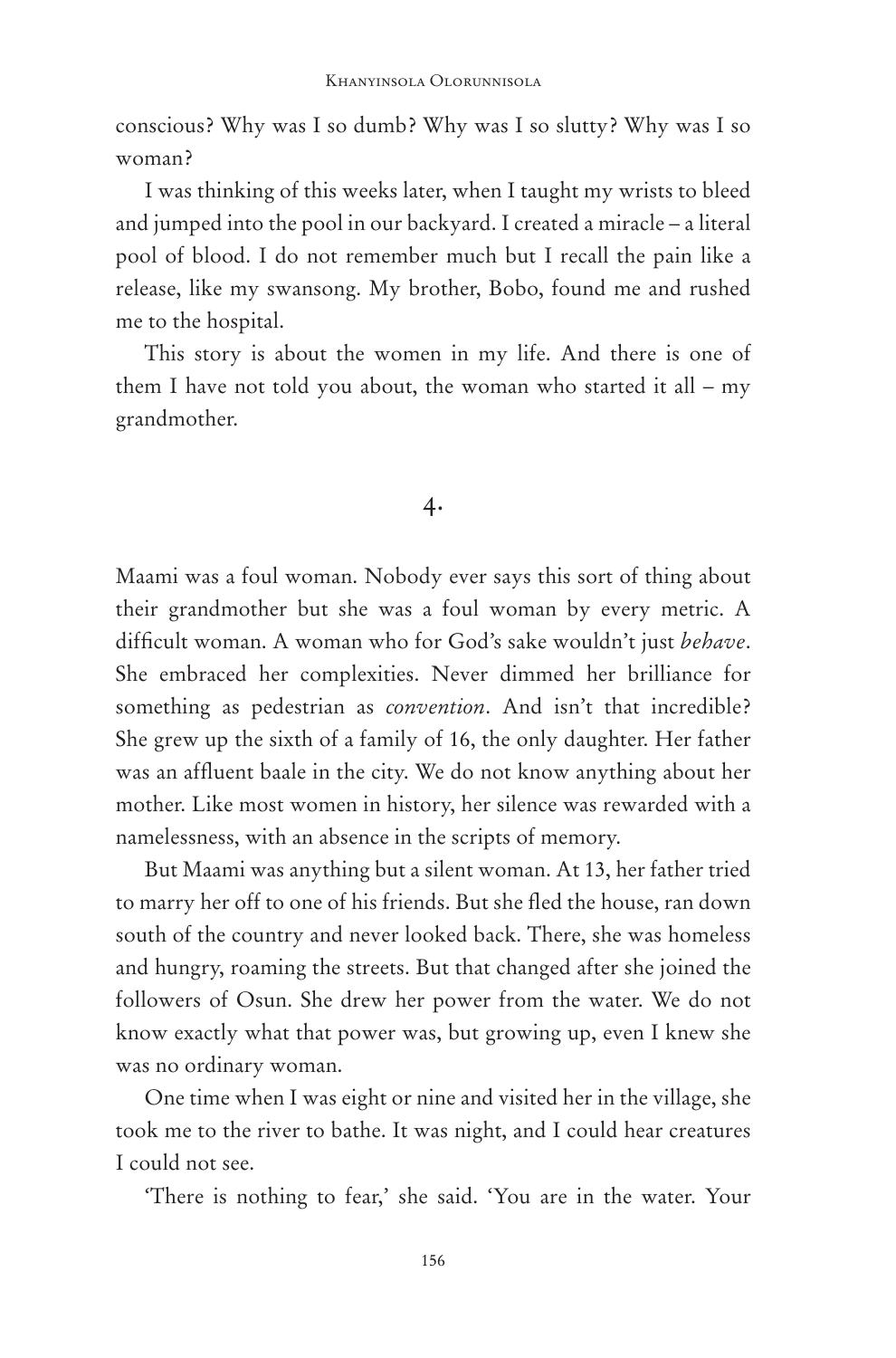conscious? Why was I so dumb? Why was I so slutty? Why was I so woman?

I was thinking of this weeks later, when I taught my wrists to bleed and jumped into the pool in our backyard. I created a miracle – a literal pool of blood. I do not remember much but I recall the pain like a release, like my swansong. My brother, Bobo, found me and rushed me to the hospital.

This story is about the women in my life. And there is one of them I have not told you about, the woman who started it all – my grandmother.

## 4.

Maami was a foul woman. Nobody ever says this sort of thing about their grandmother but she was a foul woman by every metric. A difficult woman. A woman who for God's sake wouldn't just *behave*. She embraced her complexities. Never dimmed her brilliance for something as pedestrian as *convention*. And isn't that incredible? She grew up the sixth of a family of 16, the only daughter. Her father was an affluent baale in the city. We do not know anything about her mother. Like most women in history, her silence was rewarded with a namelessness, with an absence in the scripts of memory.

But Maami was anything but a silent woman. At 13, her father tried to marry her off to one of his friends. But she fled the house, ran down south of the country and never looked back. There, she was homeless and hungry, roaming the streets. But that changed after she joined the followers of Osun. She drew her power from the water. We do not know exactly what that power was, but growing up, even I knew she was no ordinary woman.

One time when I was eight or nine and visited her in the village, she took me to the river to bathe. It was night, and I could hear creatures I could not see.

'There is nothing to fear,' she said. 'You are in the water. Your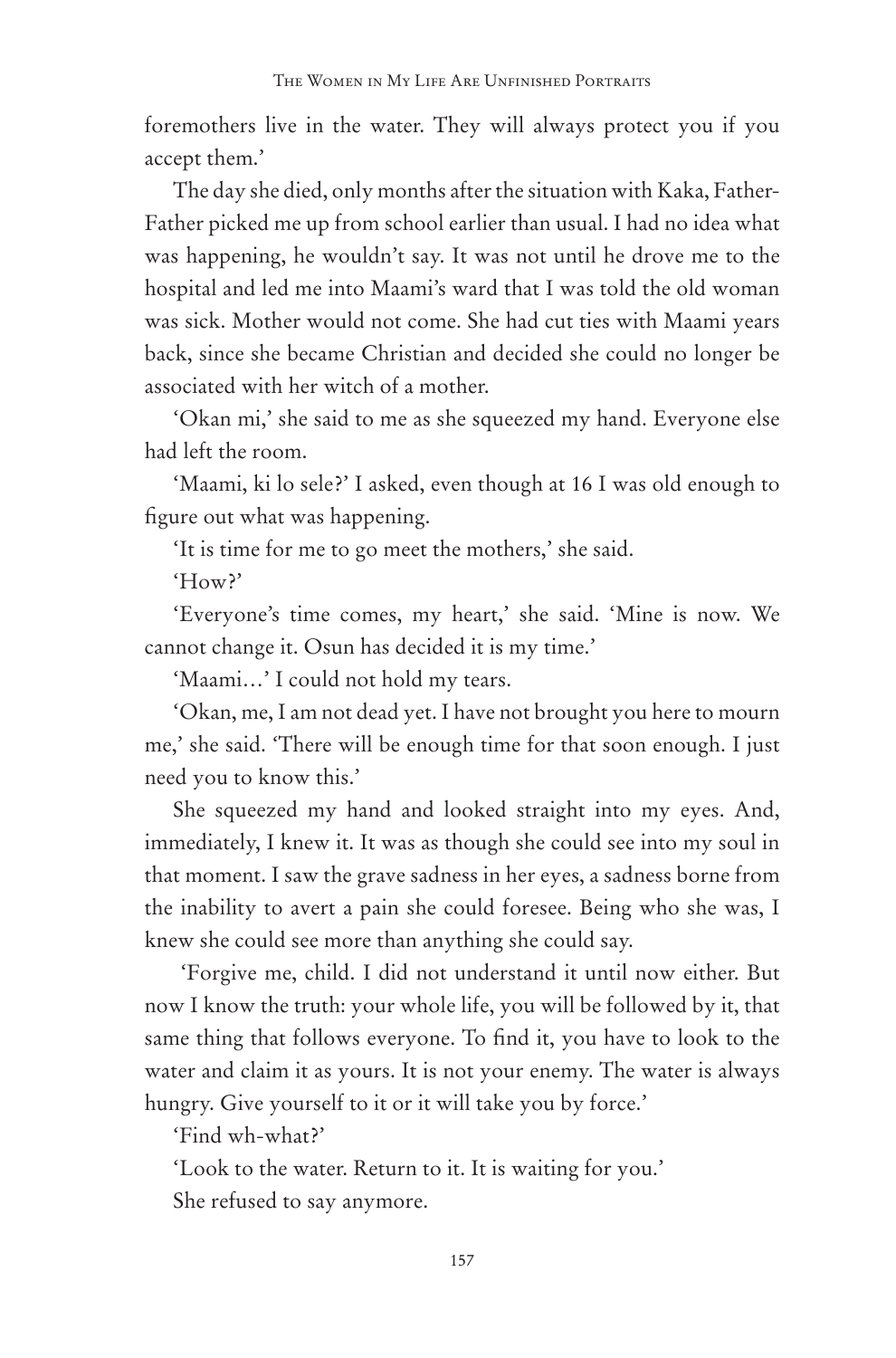foremothers live in the water. They will always protect you if you accept them.'

The day she died, only months after the situation with Kaka, Father-Father picked me up from school earlier than usual. I had no idea what was happening, he wouldn't say. It was not until he drove me to the hospital and led me into Maami's ward that I was told the old woman was sick. Mother would not come. She had cut ties with Maami years back, since she became Christian and decided she could no longer be associated with her witch of a mother.

'Okan mi,' she said to me as she squeezed my hand. Everyone else had left the room.

'Maami, ki lo sele?' I asked, even though at 16 I was old enough to figure out what was happening.

'It is time for me to go meet the mothers,' she said.

'How?'

'Everyone's time comes, my heart,' she said. 'Mine is now. We cannot change it. Osun has decided it is my time.'

'Maami…' I could not hold my tears.

'Okan, me, I am not dead yet. I have not brought you here to mourn me,' she said. 'There will be enough time for that soon enough. I just need you to know this.'

She squeezed my hand and looked straight into my eyes. And, immediately, I knew it. It was as though she could see into my soul in that moment. I saw the grave sadness in her eyes, a sadness borne from the inability to avert a pain she could foresee. Being who she was, I knew she could see more than anything she could say.

'Forgive me, child. I did not understand it until now either. But now I know the truth: your whole life, you will be followed by it, that same thing that follows everyone. To find it, you have to look to the water and claim it as yours. It is not your enemy. The water is always hungry. Give yourself to it or it will take you by force.'

'Find wh-what?'

'Look to the water. Return to it. It is waiting for you.'

She refused to say anymore.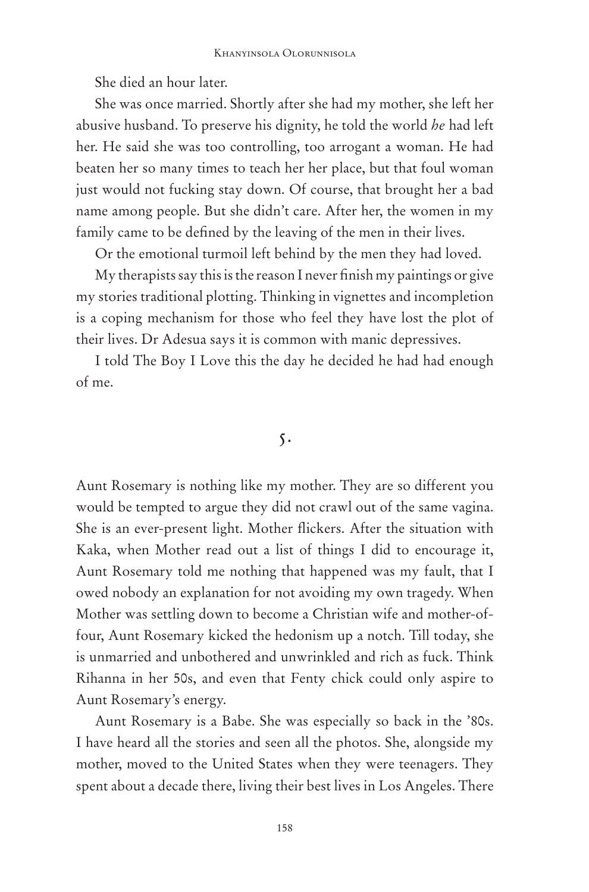She died an hour later.

She was once married. Shortly after she had my mother, she left her abusive husband. To preserve his dignity, he told the world *he* had left her. He said she was too controlling, too arrogant a woman. He had beaten her so many times to teach her her place, but that foul woman just would not fucking stay down. Of course, that brought her a bad name among people. But she didn't care. After her, the women in my family came to be defined by the leaving of the men in their lives.

Or the emotional turmoil left behind by the men they had loved.

My therapists say this is the reason I never finish my paintings or give my stories traditional plotting. Thinking in vignettes and incompletion is a coping mechanism for those who feel they have lost the plot of their lives. Dr Adesua says it is common with manic depressives.

I told The Boy I Love this the day he decided he had had enough of me.

## 5.

Aunt Rosemary is nothing like my mother. They are so different you would be tempted to argue they did not crawl out of the same vagina. She is an ever-present light. Mother flickers. After the situation with Kaka, when Mother read out a list of things I did to encourage it, Aunt Rosemary told me nothing that happened was my fault, that I owed nobody an explanation for not avoiding my own tragedy. When Mother was settling down to become a Christian wife and mother-of-four, Aunt Rosemary kicked the hedonism up a notch. Till today, she is unmarried and unbothered and unwrinkled and rich as fuck. Think Rihanna in her 50s, and even that Fenty chick could only aspire to Aunt Rosemary's energy.

Aunt Rosemary is a Babe. She was especially so back in the '80s. I have heard all the stories and seen all the photos. She, alongside my mother, moved to the United States when they were teenagers. They spent about a decade there, living their best lives in Los Angeles. There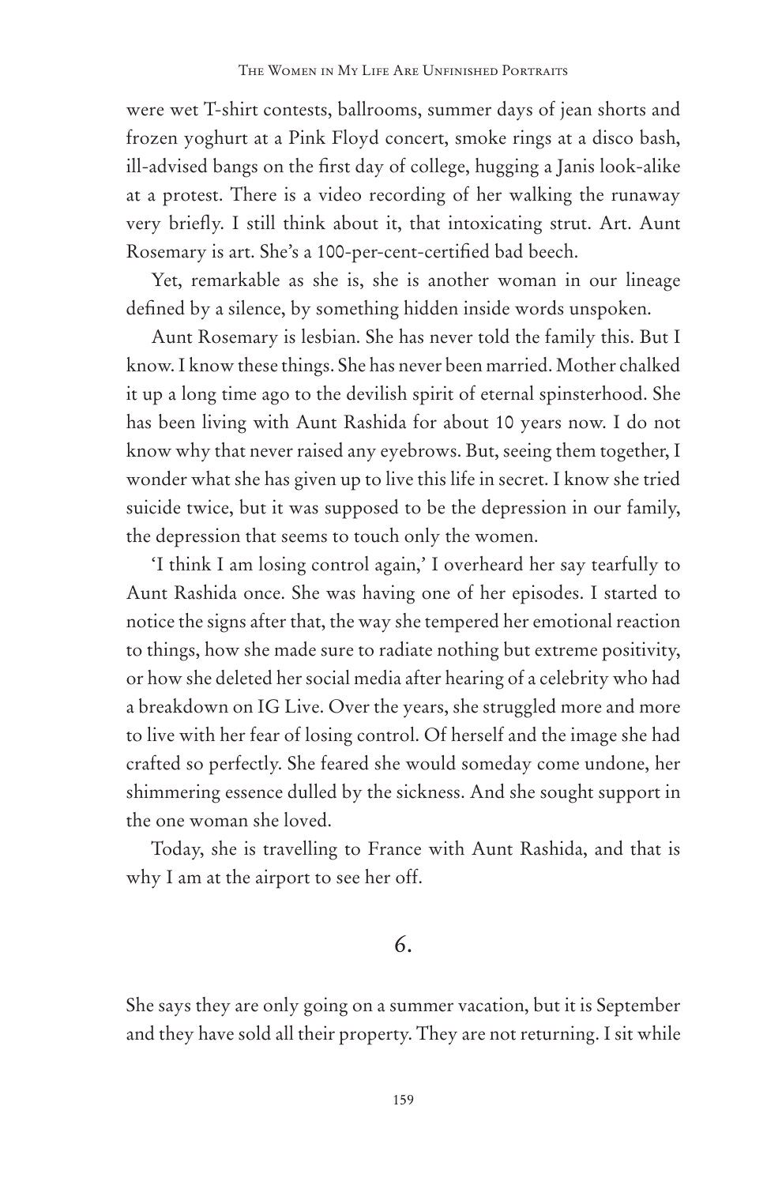were wet T-shirt contests, ballrooms, summer days of jean shorts and frozen yoghurt at a Pink Floyd concert, smoke rings at a disco bash, ill-advised bangs on the first day of college, hugging a Janis look-alike at a protest. There is a video recording of her walking the runaway very briefly. I still think about it, that intoxicating strut. Art. Aunt Rosemary is art. She's a 100-per-cent-certified bad beech.

Yet, remarkable as she is, she is another woman in our lineage defined by a silence, by something hidden inside words unspoken.

Aunt Rosemary is lesbian. She has never told the family this. But I know. I know these things. She has never been married. Mother chalked it up a long time ago to the devilish spirit of eternal spinsterhood. She has been living with Aunt Rashida for about 10 years now. I do not know why that never raised any eyebrows. But, seeing them together, I wonder what she has given up to live this life in secret. I know she tried suicide twice, but it was supposed to be the depression in our family, the depression that seems to touch only the women.

'I think I am losing control again,' I overheard her say tearfully to Aunt Rashida once. She was having one of her episodes. I started to notice the signs after that, the way she tempered her emotional reaction to things, how she made sure to radiate nothing but extreme positivity, or how she deleted her social media after hearing of a celebrity who had a breakdown on IG Live. Over the years, she struggled more and more to live with her fear of losing control. Of herself and the image she had crafted so perfectly. She feared she would someday come undone, her shimmering essence dulled by the sickness. And she sought support in the one woman she loved.

Today, she is travelling to France with Aunt Rashida, and that is why I am at the airport to see her off.

## 6.

She says they are only going on a summer vacation, but it is September and they have sold all their property. They are not returning. I sit while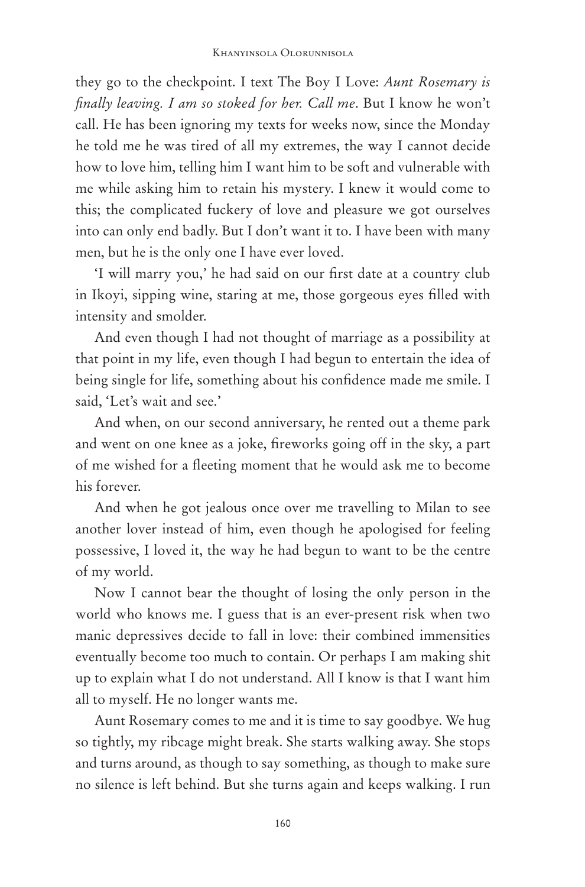they go to the checkpoint. I text The Boy I Love: *Aunt Rosemary is finally leaving. I am so stoked for her. Call me*. But I know he won't call. He has been ignoring my texts for weeks now, since the Monday he told me he was tired of all my extremes, the way I cannot decide how to love him, telling him I want him to be soft and vulnerable with me while asking him to retain his mystery. I knew it would come to this; the complicated fuckery of love and pleasure we got ourselves into can only end badly. But I don't want it to. I have been with many men, but he is the only one I have ever loved.

'I will marry you,' he had said on our first date at a country club in Ikoyi, sipping wine, staring at me, those gorgeous eyes filled with intensity and smolder.

And even though I had not thought of marriage as a possibility at that point in my life, even though I had begun to entertain the idea of being single for life, something about his confidence made me smile. I said, 'Let's wait and see.'

And when, on our second anniversary, he rented out a theme park and went on one knee as a joke, fireworks going off in the sky, a part of me wished for a fleeting moment that he would ask me to become his forever.

And when he got jealous once over me travelling to Milan to see another lover instead of him, even though he apologised for feeling possessive, I loved it, the way he had begun to want to be the centre of my world.

Now I cannot bear the thought of losing the only person in the world who knows me. I guess that is an ever-present risk when two manic depressives decide to fall in love: their combined immensities eventually become too much to contain. Or perhaps I am making shit up to explain what I do not understand. All I know is that I want him all to myself. He no longer wants me.

Aunt Rosemary comes to me and it is time to say goodbye. We hug so tightly, my ribcage might break. She starts walking away. She stops and turns around, as though to say something, as though to make sure no silence is left behind. But she turns again and keeps walking. I run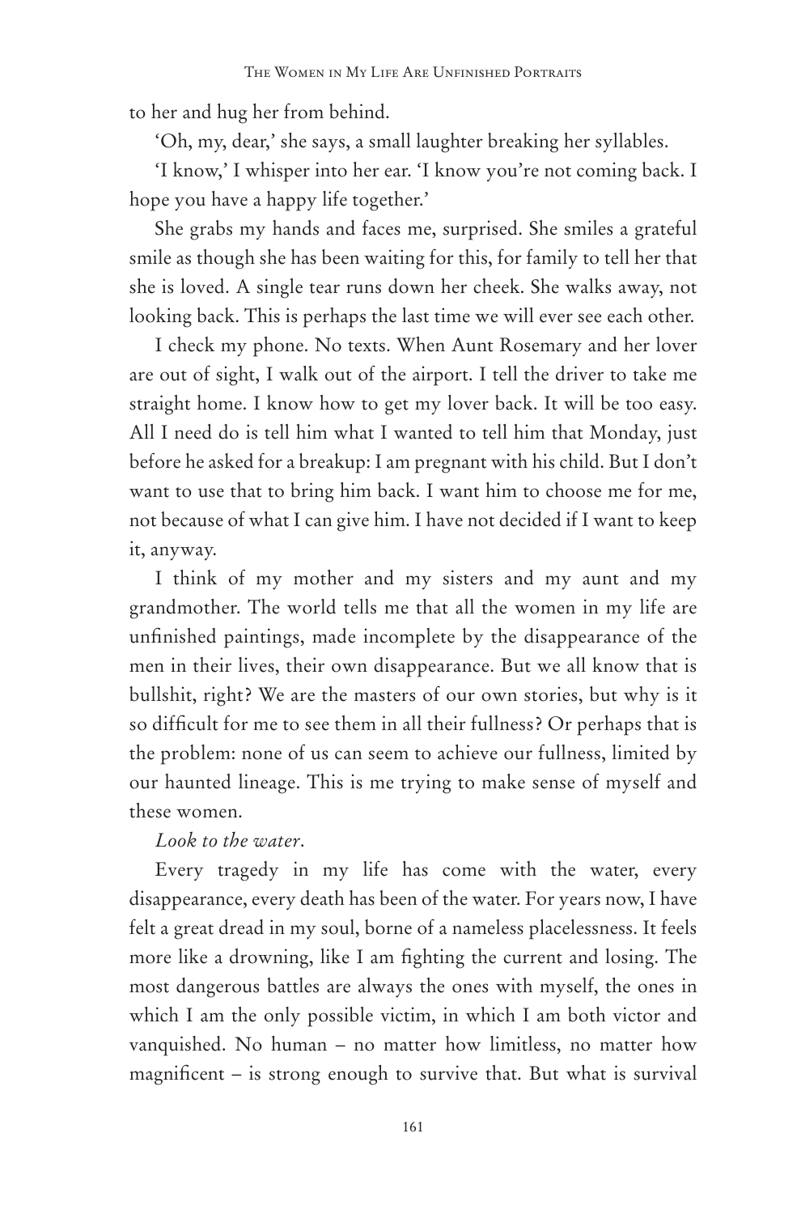to her and hug her from behind.

'Oh, my, dear,' she says, a small laughter breaking her syllables.

'I know,' I whisper into her ear. 'I know you're not coming back. I hope you have a happy life together.'

She grabs my hands and faces me, surprised. She smiles a grateful smile as though she has been waiting for this, for family to tell her that she is loved. A single tear runs down her cheek. She walks away, not looking back. This is perhaps the last time we will ever see each other.

I check my phone. No texts. When Aunt Rosemary and her lover are out of sight, I walk out of the airport. I tell the driver to take me straight home. I know how to get my lover back. It will be too easy. All I need do is tell him what I wanted to tell him that Monday, just before he asked for a breakup: I am pregnant with his child. But I don't want to use that to bring him back. I want him to choose me for me, not because of what I can give him. I have not decided if I want to keep it, anyway.

I think of my mother and my sisters and my aunt and my grandmother. The world tells me that all the women in my life are unfinished paintings, made incomplete by the disappearance of the men in their lives, their own disappearance. But we all know that is bullshit, right? We are the masters of our own stories, but why is it so difficult for me to see them in all their fullness? Or perhaps that is the problem: none of us can seem to achieve our fullness, limited by our haunted lineage. This is me trying to make sense of myself and these women.

*Look to the water*.

Every tragedy in my life has come with the water, every disappearance, every death has been of the water. For years now, I have felt a great dread in my soul, borne of a nameless placelessness. It feels more like a drowning, like I am fighting the current and losing. The most dangerous battles are always the ones with myself, the ones in which I am the only possible victim, in which I am both victor and vanquished. No human – no matter how limitless, no matter how magnificent – is strong enough to survive that. But what is survival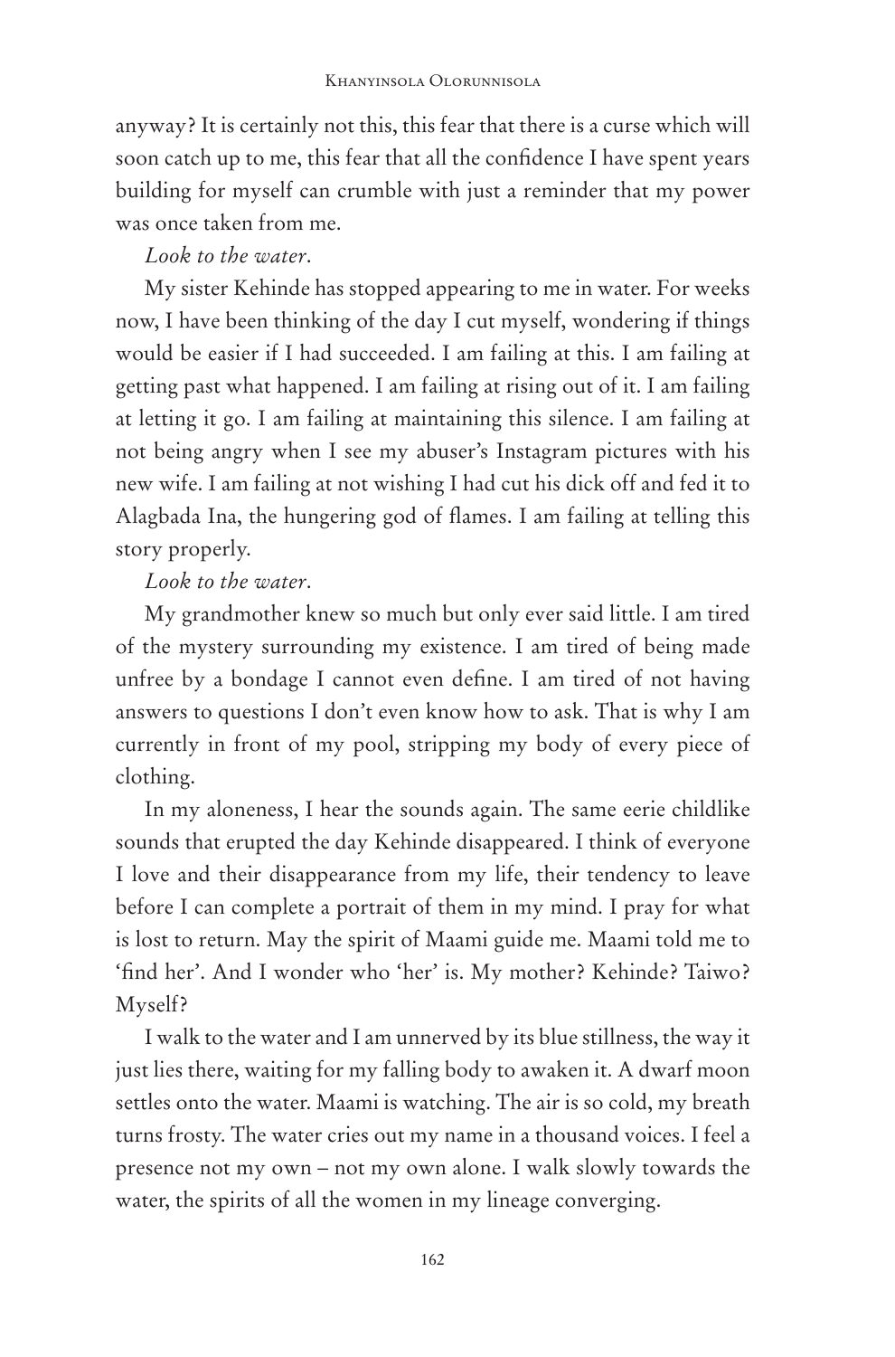anyway? It is certainly not this, this fear that there is a curse which will soon catch up to me, this fear that all the confidence I have spent years building for myself can crumble with just a reminder that my power was once taken from me.

*Look to the water.*

My sister Kehinde has stopped appearing to me in water. For weeks now, I have been thinking of the day I cut myself, wondering if things would be easier if I had succeeded. I am failing at this. I am failing at getting past what happened. I am failing at rising out of it. I am failing at letting it go. I am failing at maintaining this silence. I am failing at not being angry when I see my abuser's Instagram pictures with his new wife. I am failing at not wishing I had cut his dick off and fed it to Alagbada Ina, the hungering god of flames. I am failing at telling this story properly.

*Look to the water.*

My grandmother knew so much but only ever said little. I am tired of the mystery surrounding my existence. I am tired of being made unfree by a bondage I cannot even define. I am tired of not having answers to questions I don't even know how to ask. That is why I am currently in front of my pool, stripping my body of every piece of clothing.

In my aloneness, I hear the sounds again. The same eerie childlike sounds that erupted the day Kehinde disappeared. I think of everyone I love and their disappearance from my life, their tendency to leave before I can complete a portrait of them in my mind. I pray for what is lost to return. May the spirit of Maami guide me. Maami told me to 'find her'. And I wonder who 'her' is. My mother? Kehinde? Taiwo? Myself?

I walk to the water and I am unnerved by its blue stillness, the way it just lies there, waiting for my falling body to awaken it. A dwarf moon settles onto the water. Maami is watching. The air is so cold, my breath turns frosty. The water cries out my name in a thousand voices. I feel a presence not my own – not my own alone. I walk slowly towards the water, the spirits of all the women in my lineage converging.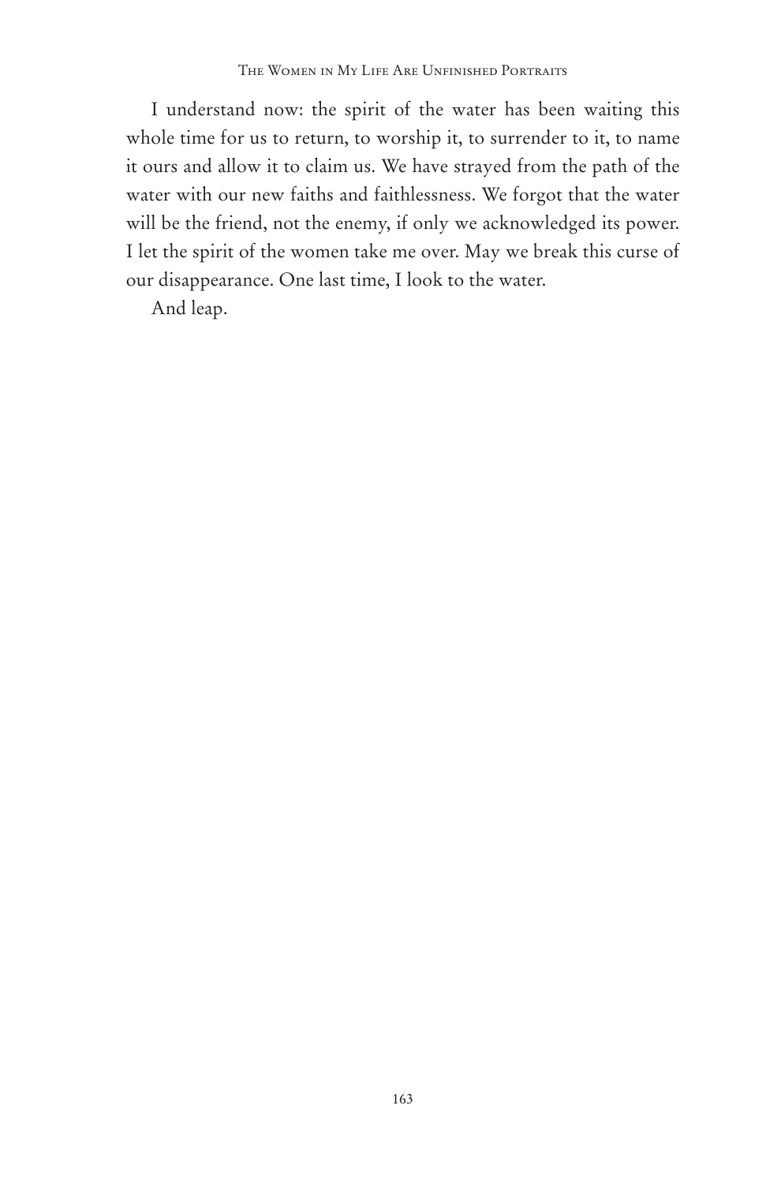I understand now: the spirit of the water has been waiting this whole time for us to return, to worship it, to surrender to it, to name it ours and allow it to claim us. We have strayed from the path of the water with our new faiths and faithlessness. We forgot that the water will be the friend, not the enemy, if only we acknowledged its power. I let the spirit of the women take me over. May we break this curse of our disappearance. One last time, I look to the water.

And leap.